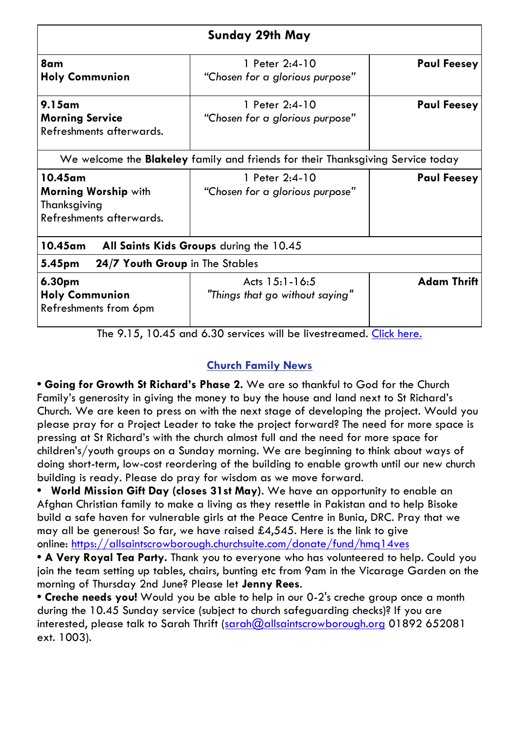| **Sunday 29th May** | | |
|---|---|---|
| **8am**<br>**Holy Communion** | 1 Peter 2:4-10<br>*"Chosen for a glorious purpose"* | **Paul Feesey** |
| **9.15am**<br>**Morning Service**<br>Refreshments afterwards. | 1 Peter 2:4-10<br>*"Chosen for a glorious purpose"* | **Paul Feesey** |
| We welcome the **Blakeley** family and friends for their Thanksgiving Service today | | |
| **10.45am**<br>**Morning Worship** with Thanksgiving<br>Refreshments afterwards. | 1 Peter 2:4-10<br>*"Chosen for a glorious purpose"* | **Paul Feesey** |
| **10.45am** **All Saints Kids Groups** during the 10.45 | | |
| **5.45pm** **24/7 Youth Group** in The Stables | | |
| **6.30pm**<br>**Holy Communion**<br>Refreshments from 6pm | Acts 15:1-16:5<br>*"Things that go without saying"* | **Adam Thrift** |

The 9.15, 10.45 and 6.30 services will be livestreamed. [Click here.](#)

## Church Family News

- **Going for Growth St Richard's Phase 2.** We are so thankful to God for the Church Family's generosity in giving the money to buy the house and land next to St Richard's Church. We are keen to press on with the next stage of developing the project. Would you please pray for a Project Leader to take the project forward? The need for more space is pressing at St Richard's with the church almost full and the need for more space for children's/youth groups on a Sunday morning. We are beginning to think about ways of doing short-term, low-cost reordering of the building to enable growth until our new church building is ready. Please do pray for wisdom as we move forward.
- **World Mission Gift Day (closes 31st May).** We have an opportunity to enable an Afghan Christian family to make a living as they resettle in Pakistan and to help Bisoke build a safe haven for vulnerable girls at the Peace Centre in Bunia, DRC. Pray that we may all be generous! So far, we have raised £4,545. Here is the link to give online: https://allsaintscrowborough.churchsuite.com/donate/fund/hmq14ves
- **A Very Royal Tea Party.** Thank you to everyone who has volunteered to help. Could you join the team setting up tables, chairs, bunting etc from 9am in the Vicarage Garden on the morning of Thursday 2nd June? Please let **Jenny Rees**.
- **Creche needs you!** Would you be able to help in our 0-2's creche group once a month during the 10.45 Sunday service (subject to church safeguarding checks)? If you are interested, please talk to Sarah Thrift (sarah@allsaintscrowborough.org 01892 652081 ext. 1003).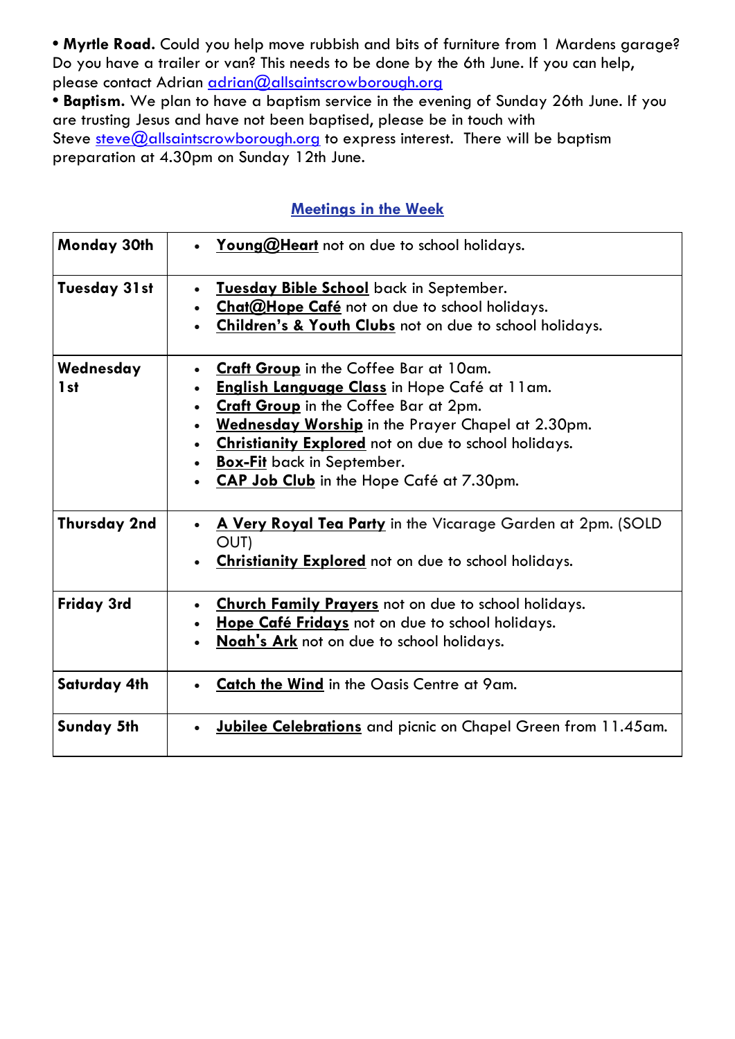• **Myrtle Road.** Could you help move rubbish and bits of furniture from 1 Mardens garage? Do you have a trailer or van? This needs to be done by the 6th June. If you can help, please contact Adrian adrian@allsaintscrowborough.org

• **Baptism.** We plan to have a baptism service in the evening of Sunday 26th June. If you are trusting Jesus and have not been baptised, please be in touch with Steve steve@allsaintscrowborough.org to express interest. There will be baptism preparation at 4.30pm on Sunday 12th June.

## Meetings in the Week

| | |
|---|---|
| **Monday 30th** | • **Young@Heart** not on due to school holidays. |
| **Tuesday 31st** | • **Tuesday Bible School** back in September.<br>• **Chat@Hope Café** not on due to school holidays.<br>• **Children's & Youth Clubs** not on due to school holidays. |
| **Wednesday 1st** | • **Craft Group** in the Coffee Bar at 10am.<br>• **English Language Class** in Hope Café at 11am.<br>• **Craft Group** in the Coffee Bar at 2pm.<br>• **Wednesday Worship** in the Prayer Chapel at 2.30pm.<br>• **Christianity Explored** not on due to school holidays.<br>• **Box-Fit** back in September.<br>• **CAP Job Club** in the Hope Café at 7.30pm. |
| **Thursday 2nd** | • **A Very Royal Tea Party** in the Vicarage Garden at 2pm. (SOLD OUT)<br>• **Christianity Explored** not on due to school holidays. |
| **Friday 3rd** | • **Church Family Prayers** not on due to school holidays.<br>• **Hope Café Fridays** not on due to school holidays.<br>• **Noah's Ark** not on due to school holidays. |
| **Saturday 4th** | • **Catch the Wind** in the Oasis Centre at 9am. |
| **Sunday 5th** | • **Jubilee Celebrations** and picnic on Chapel Green from 11.45am. |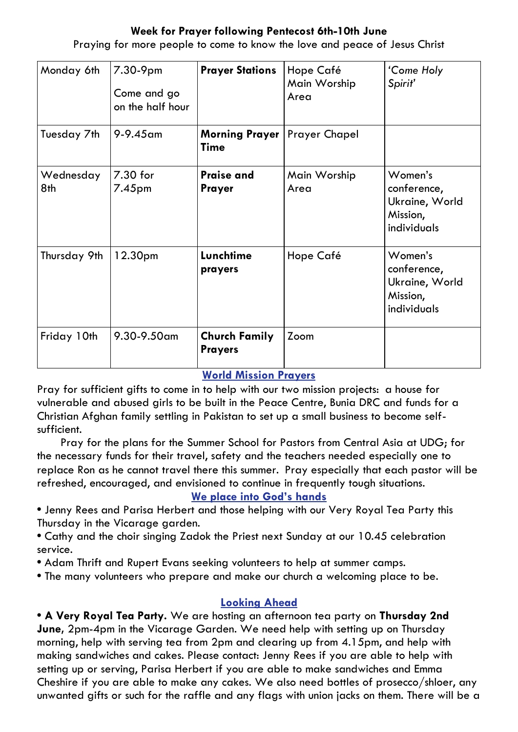**Week for Prayer following Pentecost 6th-10th June**

Praying for more people to come to know the love and peace of Jesus Christ

| | | | | |
|---|---|---|---|---|
| Monday 6th | 7.30-9pm<br>Come and go on the half hour | **Prayer Stations** | Hope Café Main Worship Area | *'Come Holy Spirit'* |
| Tuesday 7th | 9-9.45am | **Morning Prayer Time** | Prayer Chapel | |
| Wednesday 8th | 7.30 for 7.45pm | **Praise and Prayer** | Main Worship Area | Women's conference, Ukraine, World Mission, individuals |
| Thursday 9th | 12.30pm | **Lunchtime prayers** | Hope Café | Women's conference, Ukraine, World Mission, individuals |
| Friday 10th | 9.30-9.50am | **Church Family Prayers** | Zoom | |

## World Mission Prayers

Pray for sufficient gifts to come in to help with our two mission projects: a house for vulnerable and abused girls to be built in the Peace Centre, Bunia DRC and funds for a Christian Afghan family settling in Pakistan to set up a small business to become self-sufficient.

Pray for the plans for the Summer School for Pastors from Central Asia at UDG; for the necessary funds for their travel, safety and the teachers needed especially one to replace Ron as he cannot travel there this summer. Pray especially that each pastor will be refreshed, encouraged, and envisioned to continue in frequently tough situations.

## We place into God's hands

- Jenny Rees and Parisa Herbert and those helping with our Very Royal Tea Party this Thursday in the Vicarage garden.
- Cathy and the choir singing Zadok the Priest next Sunday at our 10.45 celebration service.
- Adam Thrift and Rupert Evans seeking volunteers to help at summer camps.
- The many volunteers who prepare and make our church a welcoming place to be.

## Looking Ahead

- **A Very Royal Tea Party.** We are hosting an afternoon tea party on **Thursday 2nd June**, 2pm-4pm in the Vicarage Garden. We need help with setting up on Thursday morning, help with serving tea from 2pm and clearing up from 4.15pm, and help with making sandwiches and cakes. Please contact: Jenny Rees if you are able to help with setting up or serving, Parisa Herbert if you are able to make sandwiches and Emma Cheshire if you are able to make any cakes. We also need bottles of prosecco/shloer, any unwanted gifts or such for the raffle and any flags with union jacks on them. There will be a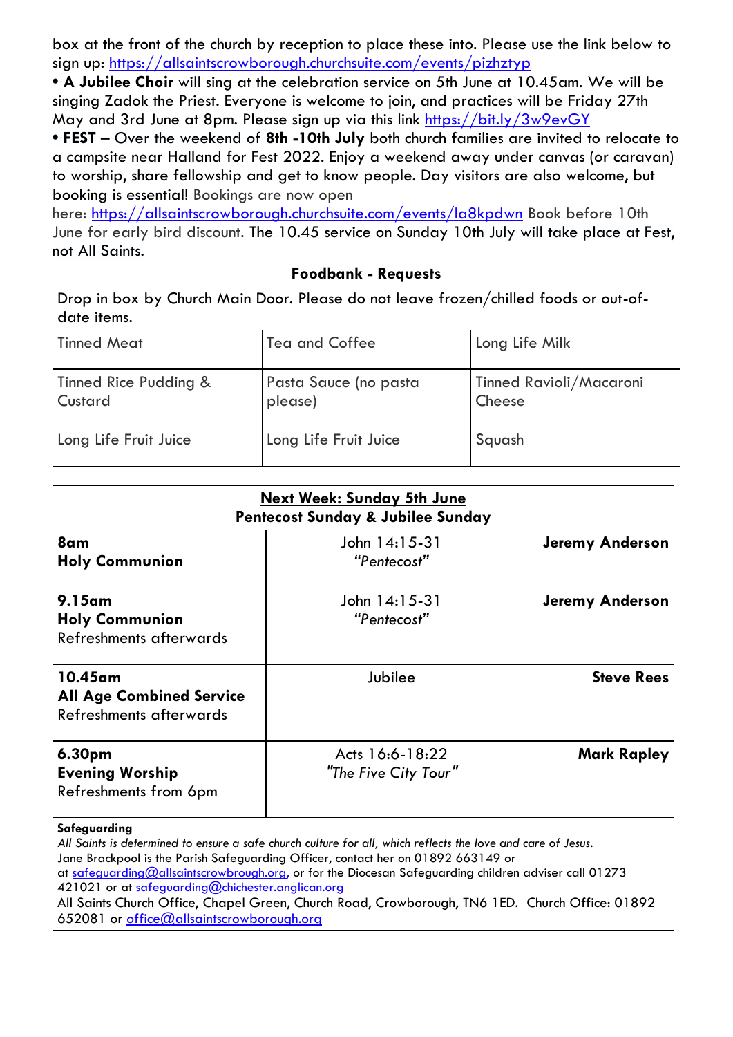box at the front of the church by reception to place these into. Please use the link below to sign up: https://allsaintscrowborough.churchsuite.com/events/pizhztyp

• **A Jubilee Choir** will sing at the celebration service on 5th June at 10.45am. We will be singing Zadok the Priest. Everyone is welcome to join, and practices will be Friday 27th May and 3rd June at 8pm. Please sign up via this link https://bit.ly/3w9evGY

• **FEST** – Over the weekend of **8th -10th July** both church families are invited to relocate to a campsite near Halland for Fest 2022. Enjoy a weekend away under canvas (or caravan) to worship, share fellowship and get to know people. Day visitors are also welcome, but booking is essential! Bookings are now open here: https://allsaintscrowborough.churchsuite.com/events/la8kpdwn Book before 10th June for early bird discount. The 10.45 service on Sunday 10th July will take place at Fest, not All Saints.

| **Foodbank - Requests** | | |
|---|---|---|
| Drop in box by Church Main Door. Please do not leave frozen/chilled foods or out-of-date items. | | |
| Tinned Meat | Tea and Coffee | Long Life Milk |
| Tinned Rice Pudding & Custard | Pasta Sauce (no pasta please) | Tinned Ravioli/Macaroni Cheese |
| Long Life Fruit Juice | Long Life Fruit Juice | Squash |

| **Next Week: Sunday 5th June**<br>**Pentecost Sunday & Jubilee Sunday** | | |
|---|---|---|
| **8am**<br>**Holy Communion** | John 14:15-31<br>*"Pentecost"* | **Jeremy Anderson** |
| **9.15am**<br>**Holy Communion**<br>Refreshments afterwards | John 14:15-31<br>*"Pentecost"* | **Jeremy Anderson** |
| **10.45am**<br>**All Age Combined Service**<br>Refreshments afterwards | Jubilee | **Steve Rees** |
| **6.30pm**<br>**Evening Worship**<br>Refreshments from 6pm | Acts 16:6-18:22<br>*"The Five City Tour"* | **Mark Rapley** |

**Safeguarding**

*All Saints is determined to ensure a safe church culture for all, which reflects the love and care of Jesus.*

Jane Brackpool is the Parish Safeguarding Officer, contact her on 01892 663149 or at safeguarding@allsaintscrowbrough.org, or for the Diocesan Safeguarding children adviser call 01273 421021 or at safeguarding@chichester.anglican.org

All Saints Church Office, Chapel Green, Church Road, Crowborough, TN6 1ED. Church Office: 01892 652081 or office@allsaintscrowborough.org